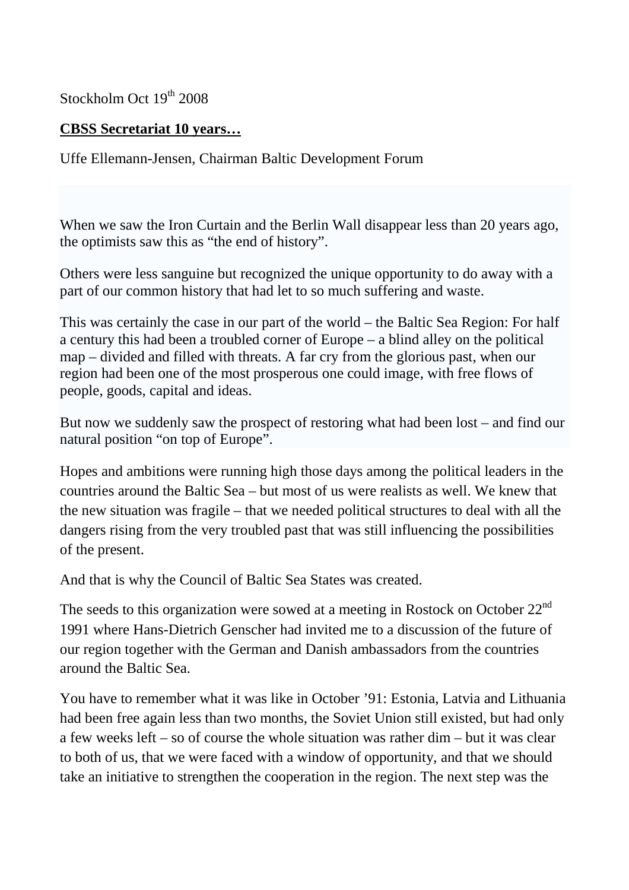Stockholm Oct 19th 2008

**CBSS Secretariat 10 years…**

Uffe Ellemann-Jensen, Chairman Baltic Development Forum

When we saw the Iron Curtain and the Berlin Wall disappear less than 20 years ago, the optimists saw this as "the end of history".

Others were less sanguine but recognized the unique opportunity to do away with a part of our common history that had let to so much suffering and waste.

This was certainly the case in our part of the world – the Baltic Sea Region: For half a century this had been a troubled corner of Europe – a blind alley on the political map – divided and filled with threats. A far cry from the glorious past, when our region had been one of the most prosperous one could image, with free flows of people, goods, capital and ideas.

But now we suddenly saw the prospect of restoring what had been lost – and find our natural position "on top of Europe".

Hopes and ambitions were running high those days among the political leaders in the countries around the Baltic Sea – but most of us were realists as well. We knew that the new situation was fragile – that we needed political structures to deal with all the dangers rising from the very troubled past that was still influencing the possibilities of the present.

And that is why the Council of Baltic Sea States was created.

The seeds to this organization were sowed at a meeting in Rostock on October 22nd 1991 where Hans-Dietrich Genscher had invited me to a discussion of the future of our region together with the German and Danish ambassadors from the countries around the Baltic Sea.

You have to remember what it was like in October '91: Estonia, Latvia and Lithuania had been free again less than two months, the Soviet Union still existed, but had only a few weeks left – so of course the whole situation was rather dim – but it was clear to both of us, that we were faced with a window of opportunity, and that we should take an initiative to strengthen the cooperation in the region. The next step was the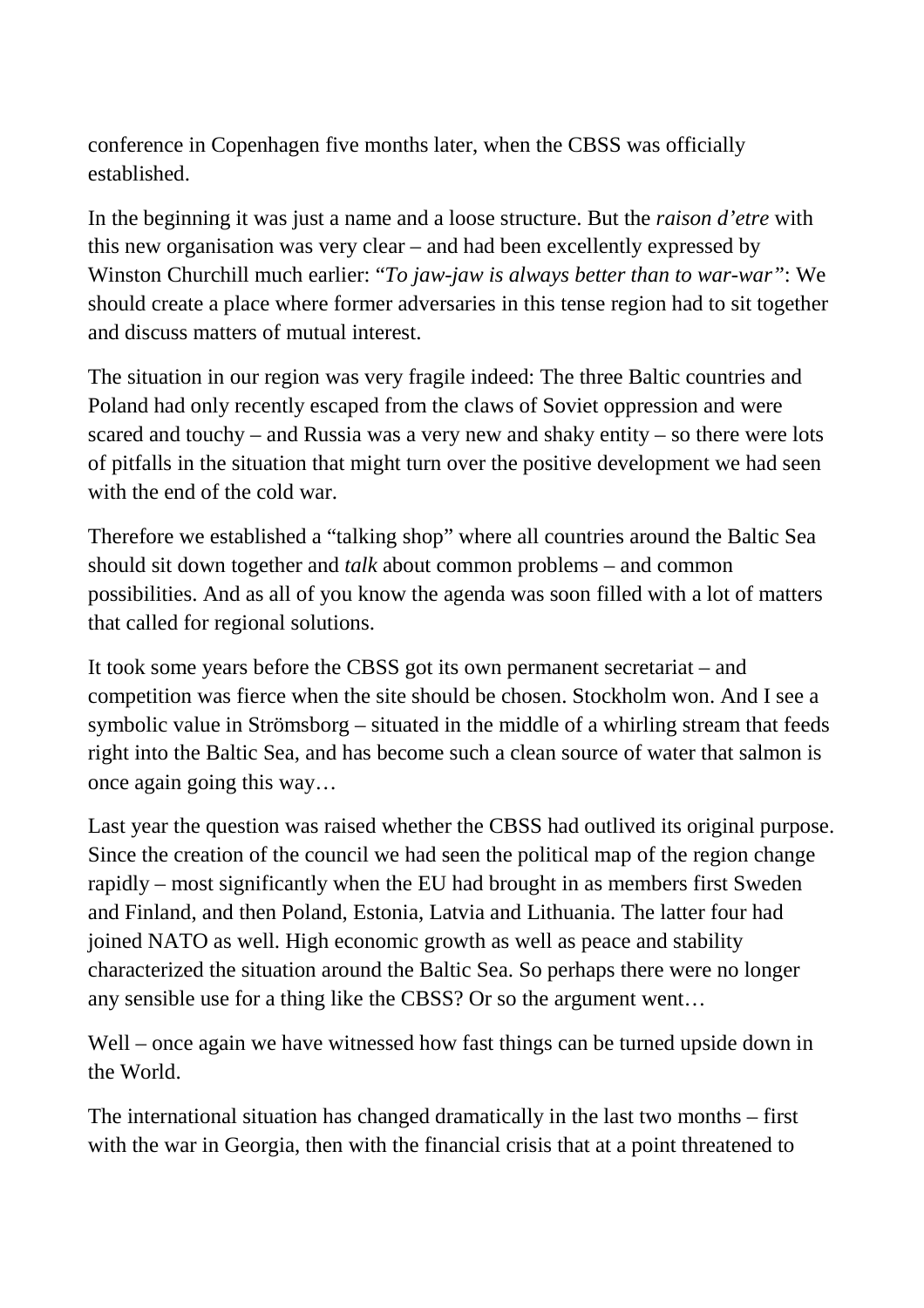conference in Copenhagen five months later, when the CBSS was officially established.

In the beginning it was just a name and a loose structure. But the *raison d'etre* with this new organisation was very clear – and had been excellently expressed by Winston Churchill much earlier: "*To jaw-jaw is always better than to war-war*": We should create a place where former adversaries in this tense region had to sit together and discuss matters of mutual interest.

The situation in our region was very fragile indeed: The three Baltic countries and Poland had only recently escaped from the claws of Soviet oppression and were scared and touchy – and Russia was a very new and shaky entity – so there were lots of pitfalls in the situation that might turn over the positive development we had seen with the end of the cold war.

Therefore we established a "talking shop" where all countries around the Baltic Sea should sit down together and *talk* about common problems – and common possibilities. And as all of you know the agenda was soon filled with a lot of matters that called for regional solutions.

It took some years before the CBSS got its own permanent secretariat – and competition was fierce when the site should be chosen. Stockholm won. And I see a symbolic value in Strömsborg – situated in the middle of a whirling stream that feeds right into the Baltic Sea, and has become such a clean source of water that salmon is once again going this way…

Last year the question was raised whether the CBSS had outlived its original purpose. Since the creation of the council we had seen the political map of the region change rapidly – most significantly when the EU had brought in as members first Sweden and Finland, and then Poland, Estonia, Latvia and Lithuania. The latter four had joined NATO as well. High economic growth as well as peace and stability characterized the situation around the Baltic Sea. So perhaps there were no longer any sensible use for a thing like the CBSS? Or so the argument went…

Well – once again we have witnessed how fast things can be turned upside down in the World.

The international situation has changed dramatically in the last two months – first with the war in Georgia, then with the financial crisis that at a point threatened to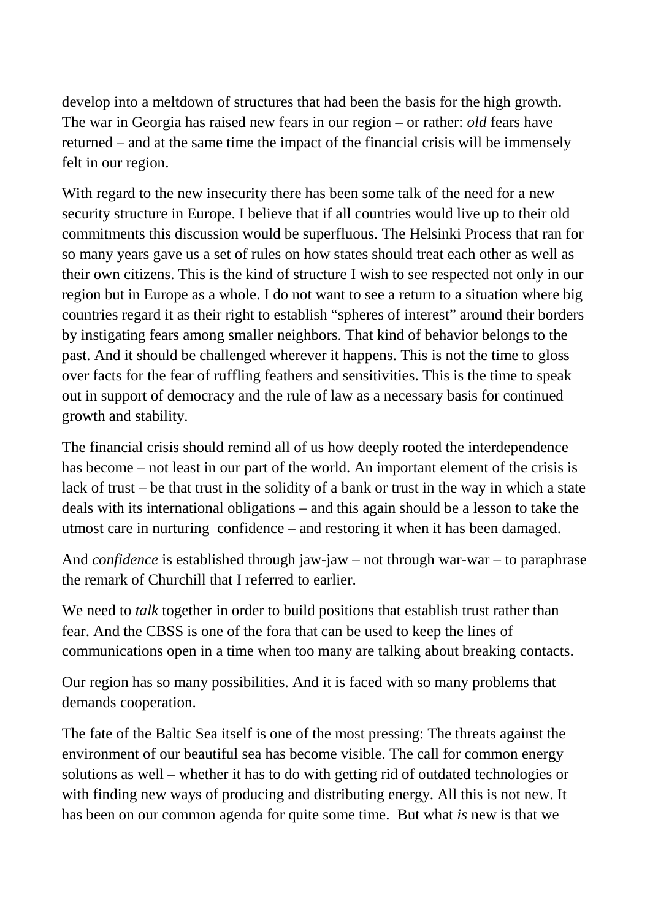develop into a meltdown of structures that had been the basis for the high growth. The war in Georgia has raised new fears in our region – or rather: *old* fears have returned – and at the same time the impact of the financial crisis will be immensely felt in our region.

With regard to the new insecurity there has been some talk of the need for a new security structure in Europe. I believe that if all countries would live up to their old commitments this discussion would be superfluous. The Helsinki Process that ran for so many years gave us a set of rules on how states should treat each other as well as their own citizens. This is the kind of structure I wish to see respected not only in our region but in Europe as a whole. I do not want to see a return to a situation where big countries regard it as their right to establish "spheres of interest" around their borders by instigating fears among smaller neighbors. That kind of behavior belongs to the past. And it should be challenged wherever it happens. This is not the time to gloss over facts for the fear of ruffling feathers and sensitivities. This is the time to speak out in support of democracy and the rule of law as a necessary basis for continued growth and stability.

The financial crisis should remind all of us how deeply rooted the interdependence has become – not least in our part of the world. An important element of the crisis is lack of trust – be that trust in the solidity of a bank or trust in the way in which a state deals with its international obligations – and this again should be a lesson to take the utmost care in nurturing confidence – and restoring it when it has been damaged.

And *confidence* is established through jaw-jaw – not through war-war – to paraphrase the remark of Churchill that I referred to earlier.

We need to *talk* together in order to build positions that establish trust rather than fear. And the CBSS is one of the fora that can be used to keep the lines of communications open in a time when too many are talking about breaking contacts.

Our region has so many possibilities. And it is faced with so many problems that demands cooperation.

The fate of the Baltic Sea itself is one of the most pressing: The threats against the environment of our beautiful sea has become visible. The call for common energy solutions as well – whether it has to do with getting rid of outdated technologies or with finding new ways of producing and distributing energy. All this is not new. It has been on our common agenda for quite some time. But what *is* new is that we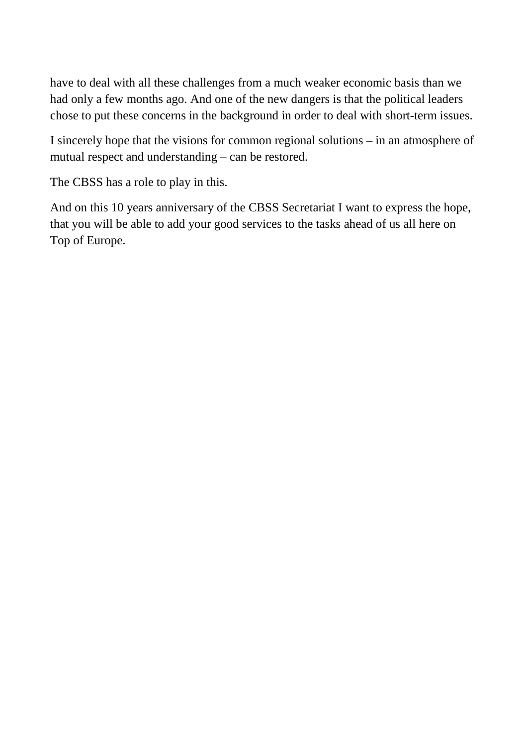have to deal with all these challenges from a much weaker economic basis than we had only a few months ago. And one of the new dangers is that the political leaders chose to put these concerns in the background in order to deal with short-term issues.

I sincerely hope that the visions for common regional solutions – in an atmosphere of mutual respect and understanding – can be restored.

The CBSS has a role to play in this.

And on this 10 years anniversary of the CBSS Secretariat I want to express the hope, that you will be able to add your good services to the tasks ahead of us all here on Top of Europe.